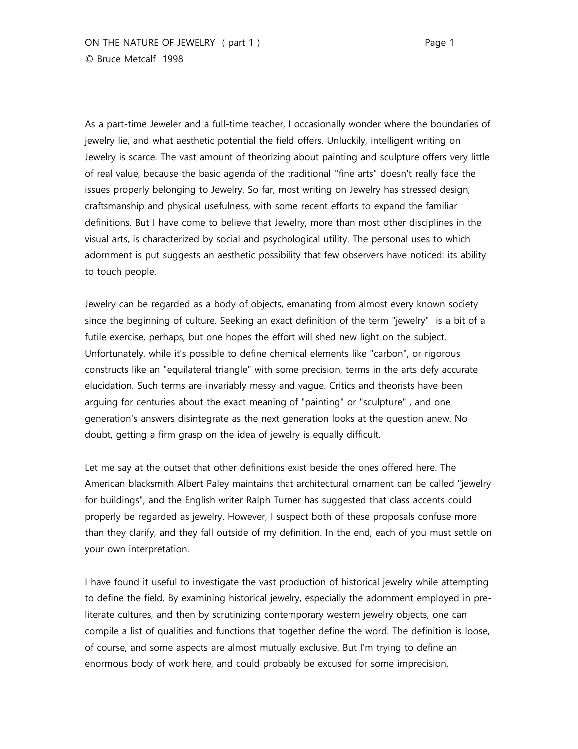As a part-time Jeweler and a full-time teacher, I occasionally wonder where the boundaries of jewelry lie, and what aesthetic potential the field offers. Unluckily, intelligent writing on Jewelry is scarce. The vast amount of theorizing about painting and sculpture offers very little of real value, because the basic agenda of the traditional ''fine arts" doesn't really face the issues properly belonging to Jewelry. So far, most writing on Jewelry has stressed design, craftsmanship and physical usefulness, with some recent efforts to expand the familiar definitions. But I have come to believe that Jewelry, more than most other disciplines in the visual arts, is characterized by social and psychological utility. The personal uses to which adornment is put suggests an aesthetic possibility that few observers have noticed: its ability to touch people.

Jewelry can be regarded as a body of objects, emanating from almost every known society since the beginning of culture. Seeking an exact definition of the term "jewelry" is a bit of a futile exercise, perhaps, but one hopes the effort will shed new light on the subject. Unfortunately, while it's possible to define chemical elements like "carbon", or rigorous constructs like an "equilateral triangle" with some precision, terms in the arts defy accurate elucidation. Such terms are-invariably messy and vague. Critics and theorists have been arguing for centuries about the exact meaning of "painting" or "sculpture" , and one generation's answers disintegrate as the next generation looks at the question anew. No doubt, getting a firm grasp on the idea of jewelry is equally difficult.

Let me say at the outset that other definitions exist beside the ones offered here. The American blacksmith Albert Paley maintains that architectural ornament can be called "jewelry for buildings", and the English writer Ralph Turner has suggested that class accents could properly be regarded as jewelry. However, I suspect both of these proposals confuse more than they clarify, and they fall outside of my definition. In the end, each of you must settle on your own interpretation.

I have found it useful to investigate the vast production of historical jewelry while attempting to define the field. By examining historical jewelry, especially the adornment employed in pre-literate cultures, and then by scrutinizing contemporary western jewelry objects, one can compile a list of qualities and functions that together define the word. The definition is loose, of course, and some aspects are almost mutually exclusive. But I'm trying to define an enormous body of work here, and could probably be excused for some imprecision.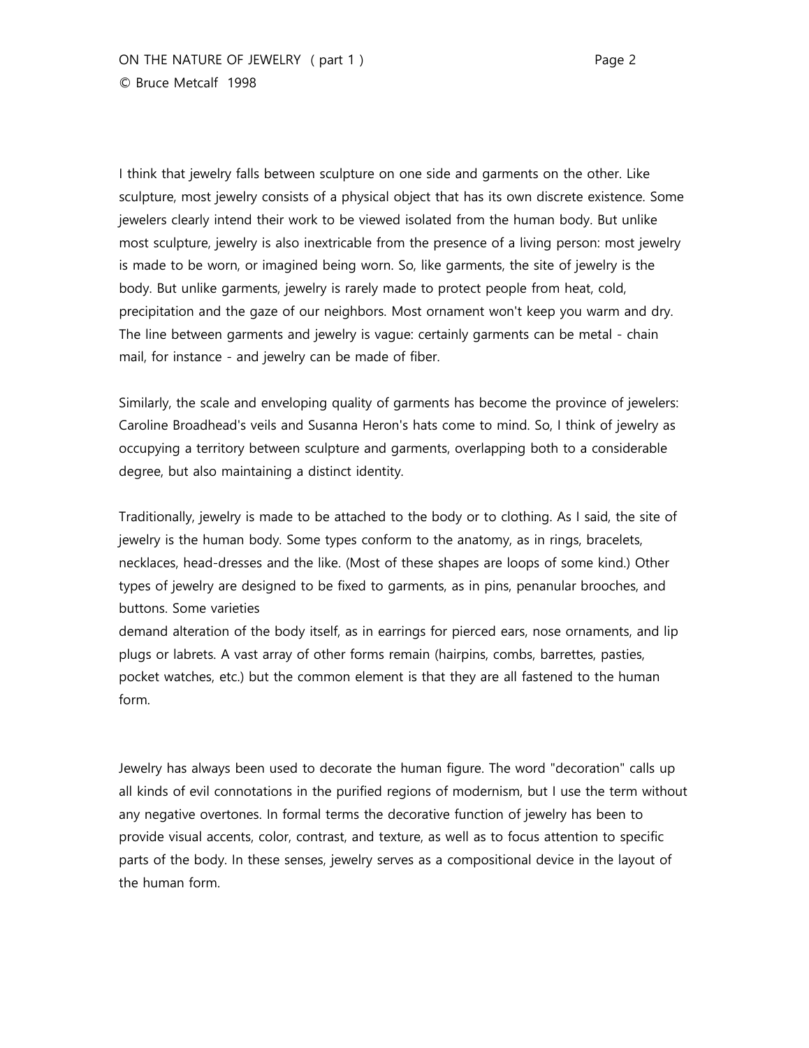I think that jewelry falls between sculpture on one side and garments on the other. Like sculpture, most jewelry consists of a physical object that has its own discrete existence. Some jewelers clearly intend their work to be viewed isolated from the human body. But unlike most sculpture, jewelry is also inextricable from the presence of a living person: most jewelry is made to be worn, or imagined being worn. So, like garments, the site of jewelry is the body. But unlike garments, jewelry is rarely made to protect people from heat, cold, precipitation and the gaze of our neighbors. Most ornament won't keep you warm and dry. The line between garments and jewelry is vague: certainly garments can be metal - chain mail, for instance - and jewelry can be made of fiber.

Similarly, the scale and enveloping quality of garments has become the province of jewelers: Caroline Broadhead's veils and Susanna Heron's hats come to mind. So, I think of jewelry as occupying a territory between sculpture and garments, overlapping both to a considerable degree, but also maintaining a distinct identity.

Traditionally, jewelry is made to be attached to the body or to clothing. As I said, the site of jewelry is the human body. Some types conform to the anatomy, as in rings, bracelets, necklaces, head-dresses and the like. (Most of these shapes are loops of some kind.) Other types of jewelry are designed to be fixed to garments, as in pins, penanular brooches, and buttons. Some varieties demand alteration of the body itself, as in earrings for pierced ears, nose ornaments, and lip plugs or labrets. A vast array of other forms remain (hairpins, combs, barrettes, pasties, pocket watches, etc.) but the common element is that they are all fastened to the human form.

Jewelry has always been used to decorate the human figure. The word "decoration" calls up all kinds of evil connotations in the purified regions of modernism, but I use the term without any negative overtones. In formal terms the decorative function of jewelry has been to provide visual accents, color, contrast, and texture, as well as to focus attention to specific parts of the body. In these senses, jewelry serves as a compositional device in the layout of the human form.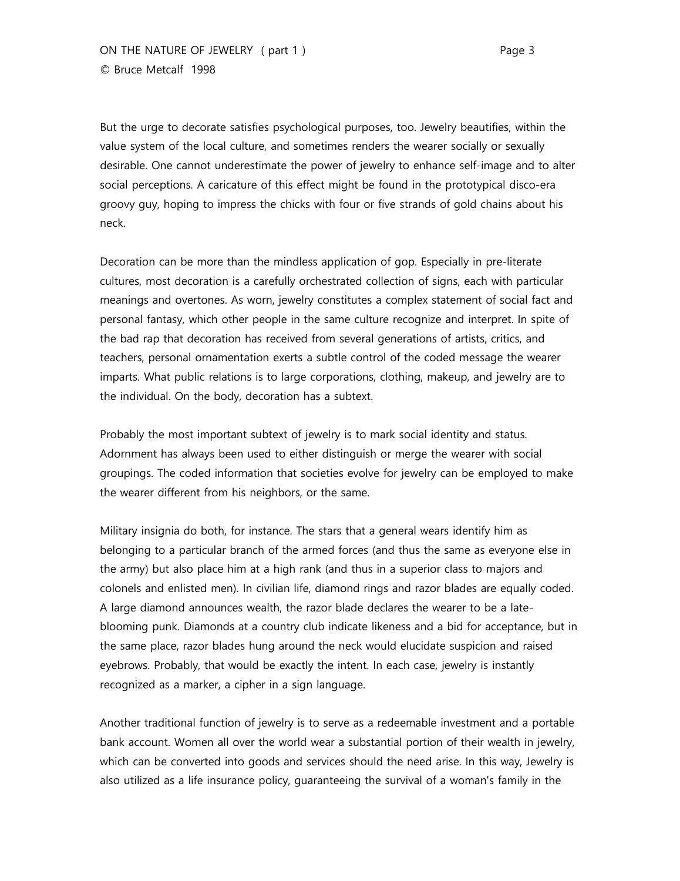But the urge to decorate satisfies psychological purposes, too. Jewelry beautifies, within the value system of the local culture, and sometimes renders the wearer socially or sexually desirable. One cannot underestimate the power of jewelry to enhance self-image and to alter social perceptions. A caricature of this effect might be found in the prototypical disco-era groovy guy, hoping to impress the chicks with four or five strands of gold chains about his neck.

Decoration can be more than the mindless application of gop. Especially in pre-literate cultures, most decoration is a carefully orchestrated collection of signs, each with particular meanings and overtones. As worn, jewelry constitutes a complex statement of social fact and personal fantasy, which other people in the same culture recognize and interpret. In spite of the bad rap that decoration has received from several generations of artists, critics, and teachers, personal ornamentation exerts a subtle control of the coded message the wearer imparts. What public relations is to large corporations, clothing, makeup, and jewelry are to the individual. On the body, decoration has a subtext.

Probably the most important subtext of jewelry is to mark social identity and status. Adornment has always been used to either distinguish or merge the wearer with social groupings. The coded information that societies evolve for jewelry can be employed to make the wearer different from his neighbors, or the same.

Military insignia do both, for instance. The stars that a general wears identify him as belonging to a particular branch of the armed forces (and thus the same as everyone else in the army) but also place him at a high rank (and thus in a superior class to majors and colonels and enlisted men). In civilian life, diamond rings and razor blades are equally coded. A large diamond announces wealth, the razor blade declares the wearer to be a late-blooming punk. Diamonds at a country club indicate likeness and a bid for acceptance, but in the same place, razor blades hung around the neck would elucidate suspicion and raised eyebrows. Probably, that would be exactly the intent. In each case, jewelry is instantly recognized as a marker, a cipher in a sign language.

Another traditional function of jewelry is to serve as a redeemable investment and a portable bank account. Women all over the world wear a substantial portion of their wealth in jewelry, which can be converted into goods and services should the need arise. In this way, Jewelry is also utilized as a life insurance policy, guaranteeing the survival of a woman's family in the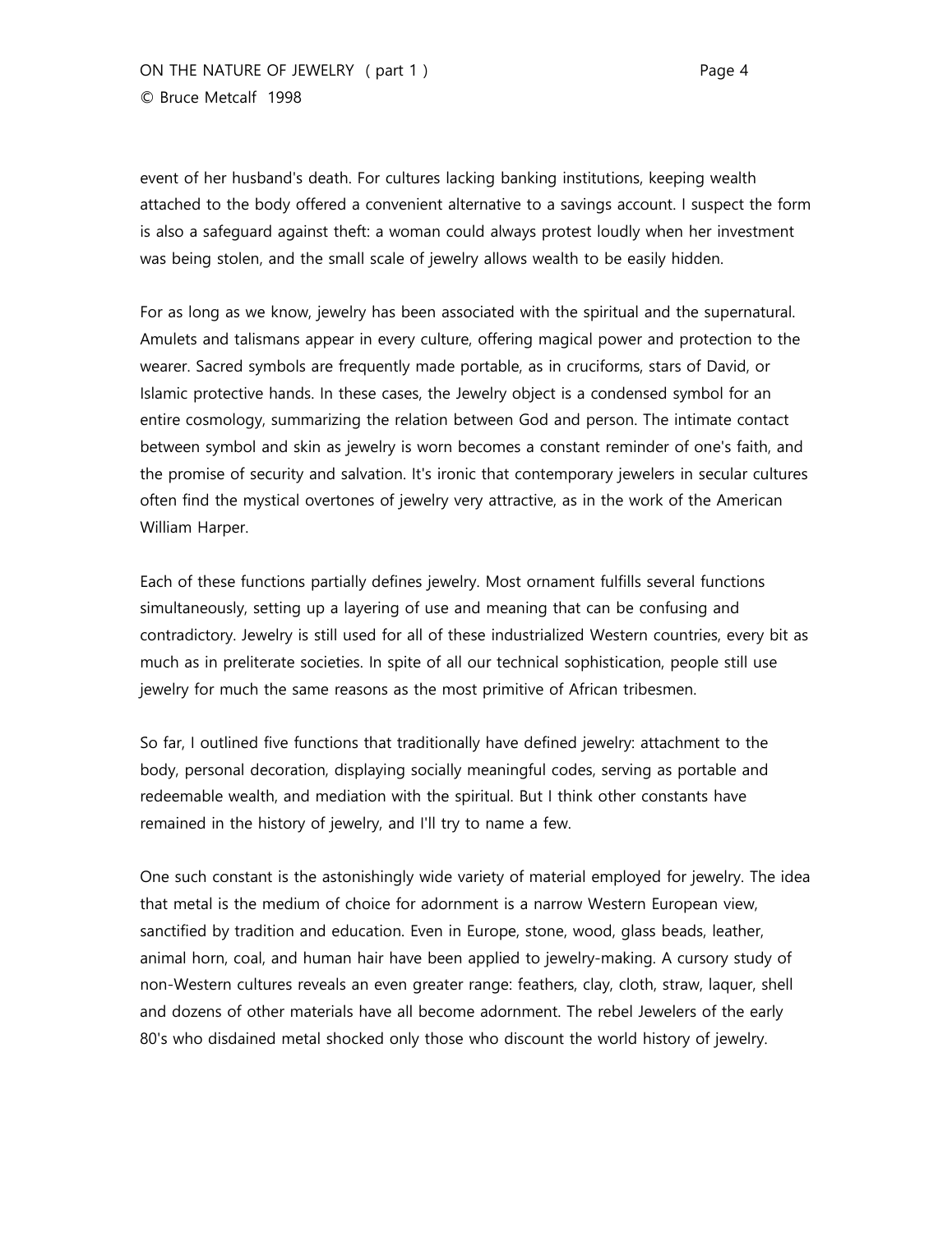event of her husband's death. For cultures lacking banking institutions, keeping wealth attached to the body offered a convenient alternative to a savings account. I suspect the form is also a safeguard against theft: a woman could always protest loudly when her investment was being stolen, and the small scale of jewelry allows wealth to be easily hidden.

For as long as we know, jewelry has been associated with the spiritual and the supernatural. Amulets and talismans appear in every culture, offering magical power and protection to the wearer. Sacred symbols are frequently made portable, as in cruciforms, stars of David, or Islamic protective hands. In these cases, the Jewelry object is a condensed symbol for an entire cosmology, summarizing the relation between God and person. The intimate contact between symbol and skin as jewelry is worn becomes a constant reminder of one's faith, and the promise of security and salvation. It's ironic that contemporary jewelers in secular cultures often find the mystical overtones of jewelry very attractive, as in the work of the American William Harper.

Each of these functions partially defines jewelry. Most ornament fulfills several functions simultaneously, setting up a layering of use and meaning that can be confusing and contradictory. Jewelry is still used for all of these industrialized Western countries, every bit as much as in preliterate societies. In spite of all our technical sophistication, people still use jewelry for much the same reasons as the most primitive of African tribesmen.

So far, I outlined five functions that traditionally have defined jewelry: attachment to the body, personal decoration, displaying socially meaningful codes, serving as portable and redeemable wealth, and mediation with the spiritual. But I think other constants have remained in the history of jewelry, and I'll try to name a few.

One such constant is the astonishingly wide variety of material employed for jewelry. The idea that metal is the medium of choice for adornment is a narrow Western European view, sanctified by tradition and education. Even in Europe, stone, wood, glass beads, leather, animal horn, coal, and human hair have been applied to jewelry-making. A cursory study of non-Western cultures reveals an even greater range: feathers, clay, cloth, straw, laquer, shell and dozens of other materials have all become adornment. The rebel Jewelers of the early 80's who disdained metal shocked only those who discount the world history of jewelry.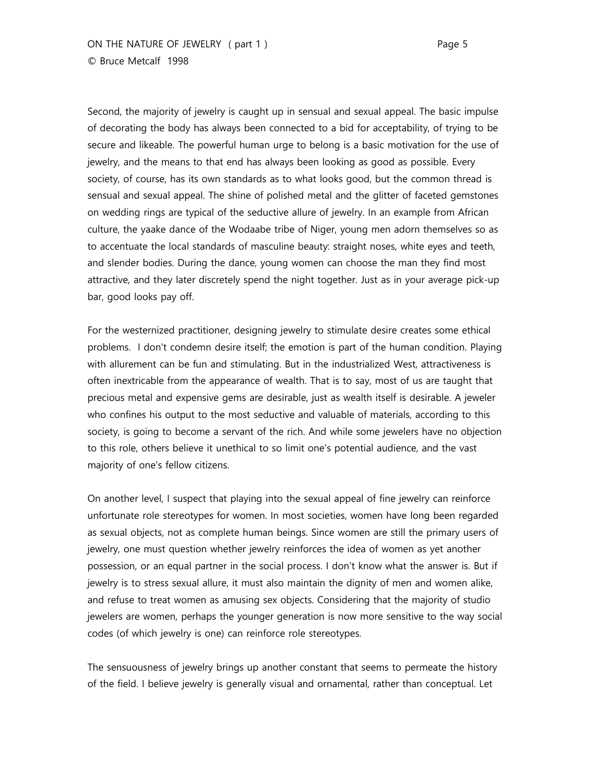Second, the majority of jewelry is caught up in sensual and sexual appeal. The basic impulse of decorating the body has always been connected to a bid for acceptability, of trying to be secure and likeable. The powerful human urge to belong is a basic motivation for the use of jewelry, and the means to that end has always been looking as good as possible. Every society, of course, has its own standards as to what looks good, but the common thread is sensual and sexual appeal. The shine of polished metal and the glitter of faceted gemstones on wedding rings are typical of the seductive allure of jewelry. In an example from African culture, the yaake dance of the Wodaabe tribe of Niger, young men adorn themselves so as to accentuate the local standards of masculine beauty: straight noses, white eyes and teeth, and slender bodies. During the dance, young women can choose the man they find most attractive, and they later discretely spend the night together. Just as in your average pick-up bar, good looks pay off.

For the westernized practitioner, designing jewelry to stimulate desire creates some ethical problems.  I don't condemn desire itself; the emotion is part of the human condition. Playing with allurement can be fun and stimulating. But in the industrialized West, attractiveness is often inextricable from the appearance of wealth. That is to say, most of us are taught that precious metal and expensive gems are desirable, just as wealth itself is desirable. A jeweler who confines his output to the most seductive and valuable of materials, according to this society, is going to become a servant of the rich. And while some jewelers have no objection to this role, others believe it unethical to so limit one's potential audience, and the vast majority of one's fellow citizens.

On another level, I suspect that playing into the sexual appeal of fine jewelry can reinforce unfortunate role stereotypes for women. In most societies, women have long been regarded as sexual objects, not as complete human beings. Since women are still the primary users of jewelry, one must question whether jewelry reinforces the idea of women as yet another possession, or an equal partner in the social process. I don't know what the answer is. But if jewelry is to stress sexual allure, it must also maintain the dignity of men and women alike, and refuse to treat women as amusing sex objects. Considering that the majority of studio jewelers are women, perhaps the younger generation is now more sensitive to the way social codes (of which jewelry is one) can reinforce role stereotypes.

The sensuousness of jewelry brings up another constant that seems to permeate the history of the field. I believe jewelry is generally visual and ornamental, rather than conceptual. Let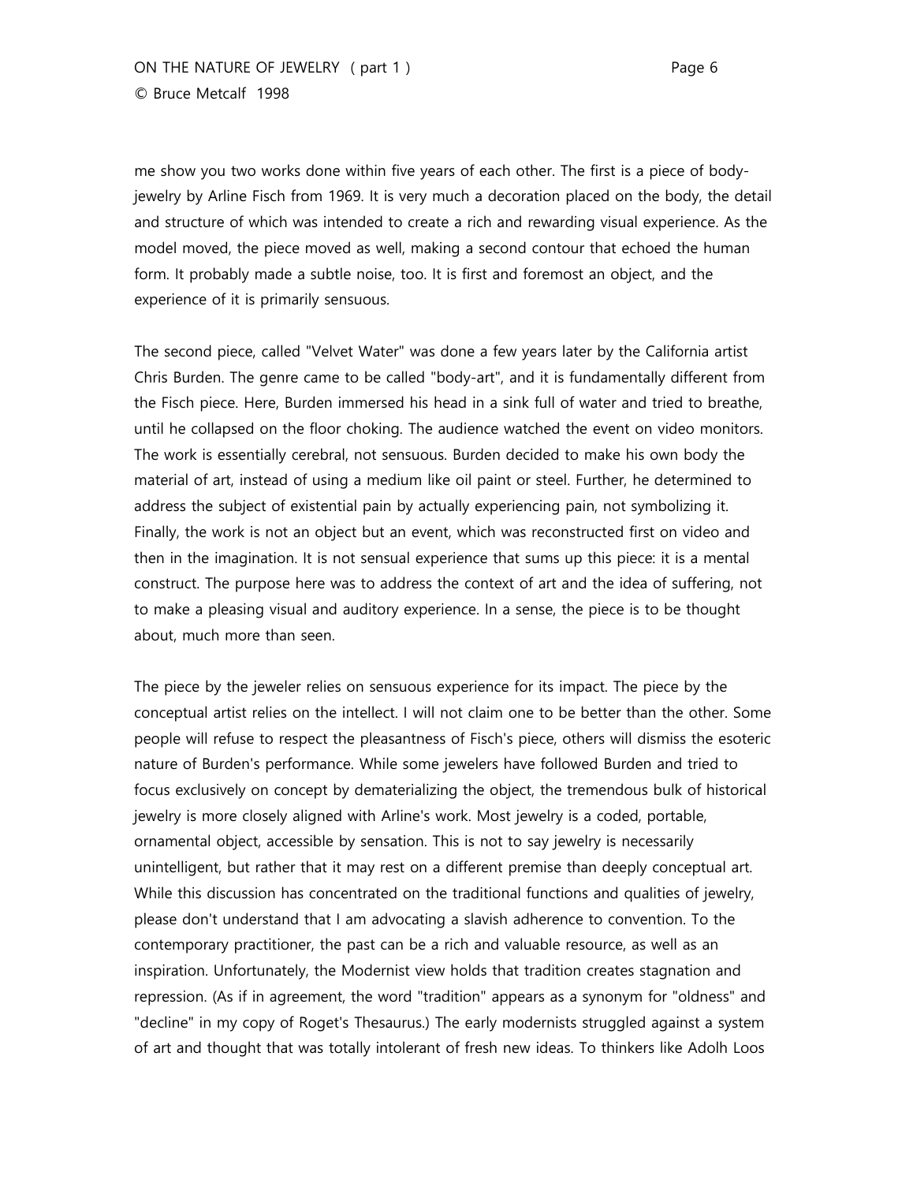me show you two works done within five years of each other. The first is a piece of body-jewelry by Arline Fisch from 1969. It is very much a decoration placed on the body, the detail and structure of which was intended to create a rich and rewarding visual experience. As the model moved, the piece moved as well, making a second contour that echoed the human form. It probably made a subtle noise, too. It is first and foremost an object, and the experience of it is primarily sensuous.

The second piece, called "Velvet Water" was done a few years later by the California artist Chris Burden. The genre came to be called "body-art", and it is fundamentally different from the Fisch piece. Here, Burden immersed his head in a sink full of water and tried to breathe, until he collapsed on the floor choking. The audience watched the event on video monitors. The work is essentially cerebral, not sensuous. Burden decided to make his own body the material of art, instead of using a medium like oil paint or steel. Further, he determined to address the subject of existential pain by actually experiencing pain, not symbolizing it. Finally, the work is not an object but an event, which was reconstructed first on video and then in the imagination. It is not sensual experience that sums up this piece: it is a mental construct. The purpose here was to address the context of art and the idea of suffering, not to make a pleasing visual and auditory experience. In a sense, the piece is to be thought about, much more than seen.

The piece by the jeweler relies on sensuous experience for its impact. The piece by the conceptual artist relies on the intellect. I will not claim one to be better than the other. Some people will refuse to respect the pleasantness of Fisch's piece, others will dismiss the esoteric nature of Burden's performance. While some jewelers have followed Burden and tried to focus exclusively on concept by dematerializing the object, the tremendous bulk of historical jewelry is more closely aligned with Arline's work. Most jewelry is a coded, portable, ornamental object, accessible by sensation. This is not to say jewelry is necessarily unintelligent, but rather that it may rest on a different premise than deeply conceptual art. While this discussion has concentrated on the traditional functions and qualities of jewelry, please don't understand that I am advocating a slavish adherence to convention. To the contemporary practitioner, the past can be a rich and valuable resource, as well as an inspiration. Unfortunately, the Modernist view holds that tradition creates stagnation and repression. (As if in agreement, the word "tradition" appears as a synonym for "oldness" and "decline" in my copy of Roget's Thesaurus.) The early modernists struggled against a system of art and thought that was totally intolerant of fresh new ideas. To thinkers like Adolh Loos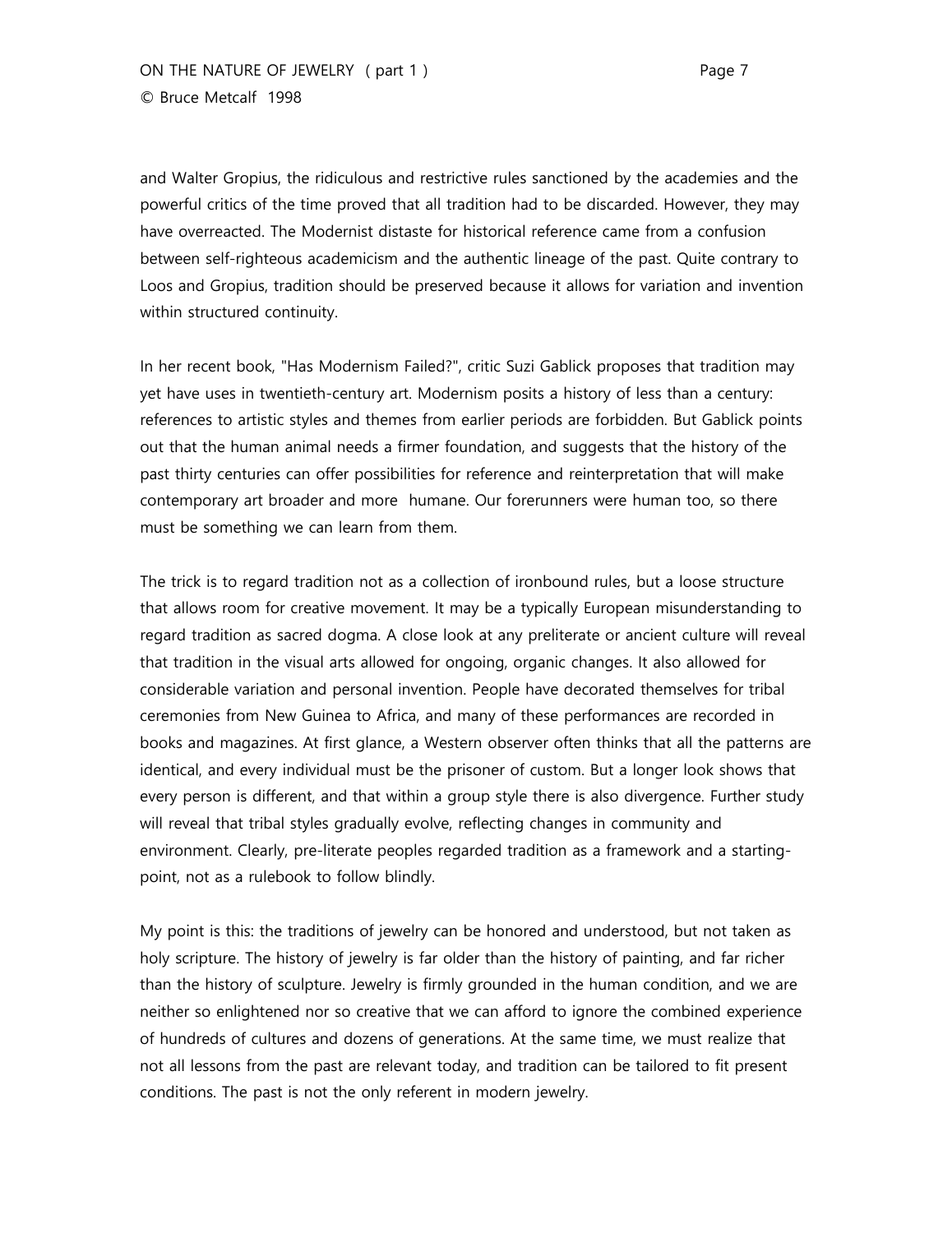and Walter Gropius, the ridiculous and restrictive rules sanctioned by the academies and the powerful critics of the time proved that all tradition had to be discarded. However, they may have overreacted. The Modernist distaste for historical reference came from a confusion between self-righteous academicism and the authentic lineage of the past. Quite contrary to Loos and Gropius, tradition should be preserved because it allows for variation and invention within structured continuity.

In her recent book, "Has Modernism Failed?", critic Suzi Gablick proposes that tradition may yet have uses in twentieth-century art. Modernism posits a history of less than a century: references to artistic styles and themes from earlier periods are forbidden. But Gablick points out that the human animal needs a firmer foundation, and suggests that the history of the past thirty centuries can offer possibilities for reference and reinterpretation that will make contemporary art broader and more humane. Our forerunners were human too, so there must be something we can learn from them.

The trick is to regard tradition not as a collection of ironbound rules, but a loose structure that allows room for creative movement. It may be a typically European misunderstanding to regard tradition as sacred dogma. A close look at any preliterate or ancient culture will reveal that tradition in the visual arts allowed for ongoing, organic changes. It also allowed for considerable variation and personal invention. People have decorated themselves for tribal ceremonies from New Guinea to Africa, and many of these performances are recorded in books and magazines. At first glance, a Western observer often thinks that all the patterns are identical, and every individual must be the prisoner of custom. But a longer look shows that every person is different, and that within a group style there is also divergence. Further study will reveal that tribal styles gradually evolve, reflecting changes in community and environment. Clearly, pre-literate peoples regarded tradition as a framework and a starting-point, not as a rulebook to follow blindly.

My point is this: the traditions of jewelry can be honored and understood, but not taken as holy scripture. The history of jewelry is far older than the history of painting, and far richer than the history of sculpture. Jewelry is firmly grounded in the human condition, and we are neither so enlightened nor so creative that we can afford to ignore the combined experience of hundreds of cultures and dozens of generations. At the same time, we must realize that not all lessons from the past are relevant today, and tradition can be tailored to fit present conditions. The past is not the only referent in modern jewelry.